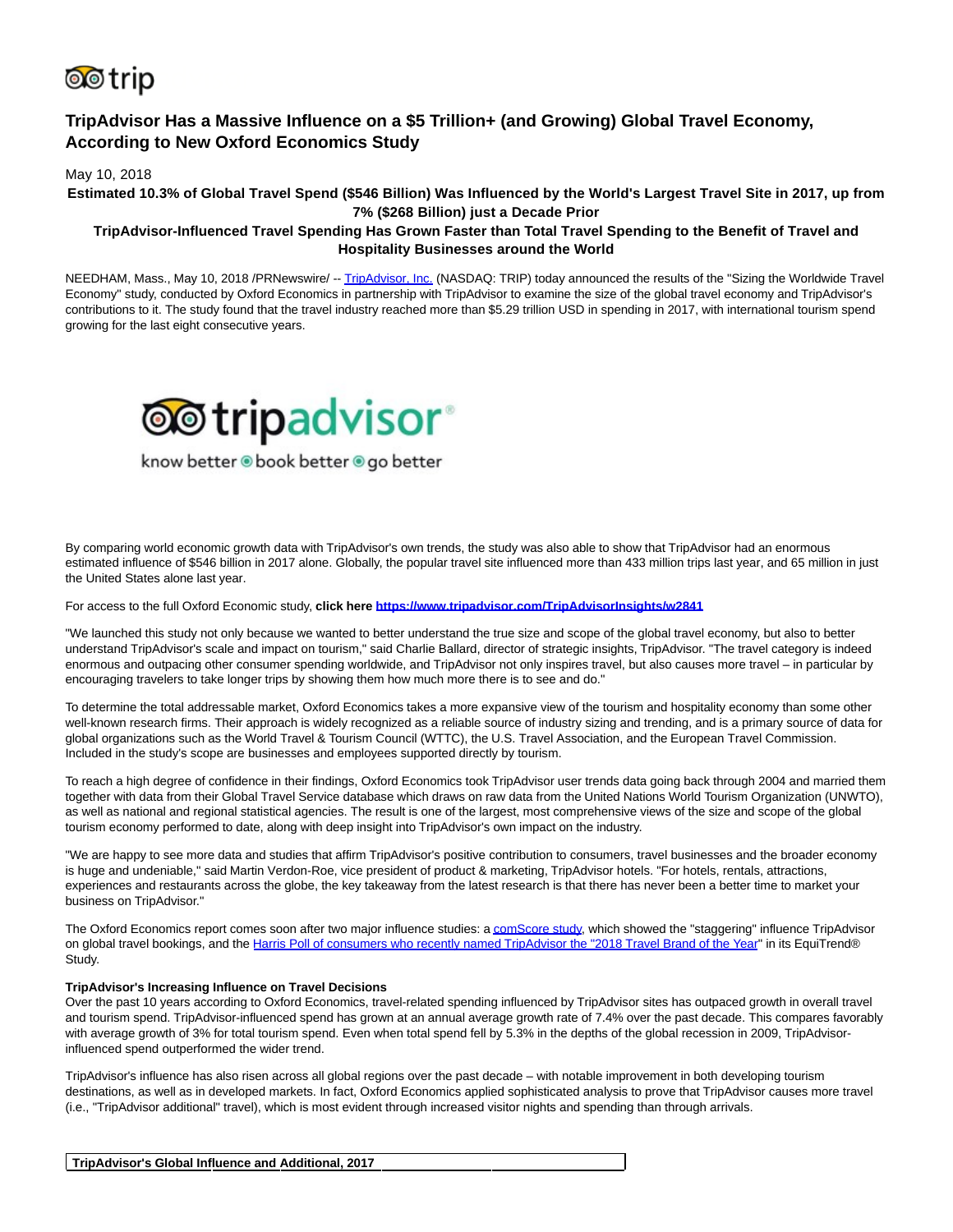# TripAdvisor Has a Massive Influence on a $5 Trillion+ (and Growing) Global Travel Economy, According to New Oxford Economics Study

May 10, 2018

**Estimated 10.3% of Global Travel Spend ($546 Billion) Was Influenced by the World's Largest Travel Site in 2017, up from 7% ($268 Billion) just a Decade Prior**

**TripAdvisor-Influenced Travel Spending Has Grown Faster than Total Travel Spending to the Benefit of Travel and Hospitality Businesses around the World**

NEEDHAM, Mass., May 10, 2018 /PRNewswire/ -- TripAdvisor, Inc. (NASDAQ: TRIP) today announced the results of the "Sizing the Worldwide Travel Economy" study, conducted by Oxford Economics in partnership with TripAdvisor to examine the size of the global travel economy and TripAdvisor's contributions to it. The study found that the travel industry reached more than $5.29 trillion USD in spending in 2017, with international tourism spend growing for the last eight consecutive years.

By comparing world economic growth data with TripAdvisor's own trends, the study was also able to show that TripAdvisor had an enormous estimated influence of $546 billion in 2017 alone. Globally, the popular travel site influenced more than 433 million trips last year, and 65 million in just the United States alone last year.

For access to the full Oxford Economic study, **click here https://www.tripadvisor.com/TripAdvisorInsights/w2841**

"We launched this study not only because we wanted to better understand the true size and scope of the global travel economy, but also to better understand TripAdvisor's scale and impact on tourism," said Charlie Ballard, director of strategic insights, TripAdvisor. "The travel category is indeed enormous and outpacing other consumer spending worldwide, and TripAdvisor not only inspires travel, but also causes more travel – in particular by encouraging travelers to take longer trips by showing them how much more there is to see and do."

To determine the total addressable market, Oxford Economics takes a more expansive view of the tourism and hospitality economy than some other well-known research firms. Their approach is widely recognized as a reliable source of industry sizing and trending, and is a primary source of data for global organizations such as the World Travel & Tourism Council (WTTC), the U.S. Travel Association, and the European Travel Commission. Included in the study's scope are businesses and employees supported directly by tourism.

To reach a high degree of confidence in their findings, Oxford Economics took TripAdvisor user trends data going back through 2004 and married them together with data from their Global Travel Service database which draws on raw data from the United Nations World Tourism Organization (UNWTO), as well as national and regional statistical agencies. The result is one of the largest, most comprehensive views of the size and scope of the global tourism economy performed to date, along with deep insight into TripAdvisor's own impact on the industry.

"We are happy to see more data and studies that affirm TripAdvisor's positive contribution to consumers, travel businesses and the broader economy is huge and undeniable," said Martin Verdon-Roe, vice president of product & marketing, TripAdvisor hotels. "For hotels, rentals, attractions, experiences and restaurants across the globe, the key takeaway from the latest research is that there has never been a better time to market your business on TripAdvisor."

The Oxford Economics report comes soon after two major influence studies: a comScore study, which showed the "staggering" influence TripAdvisor on global travel bookings, and the Harris Poll of consumers who recently named TripAdvisor the "2018 Travel Brand of the Year" in its EquiTrend® Study.

**TripAdvisor's Increasing Influence on Travel Decisions**

Over the past 10 years according to Oxford Economics, travel-related spending influenced by TripAdvisor sites has outpaced growth in overall travel and tourism spend. TripAdvisor-influenced spend has grown at an annual average growth rate of 7.4% over the past decade. This compares favorably with average growth of 3% for total tourism spend. Even when total spend fell by 5.3% in the depths of the global recession in 2009, TripAdvisor-influenced spend outperformed the wider trend.

TripAdvisor's influence has also risen across all global regions over the past decade – with notable improvement in both developing tourism destinations, as well as in developed markets. In fact, Oxford Economics applied sophisticated analysis to prove that TripAdvisor causes more travel (i.e., "TripAdvisor additional" travel), which is most evident through increased visitor nights and spending than through arrivals.

**TripAdvisor's Global Influence and Additional, 2017**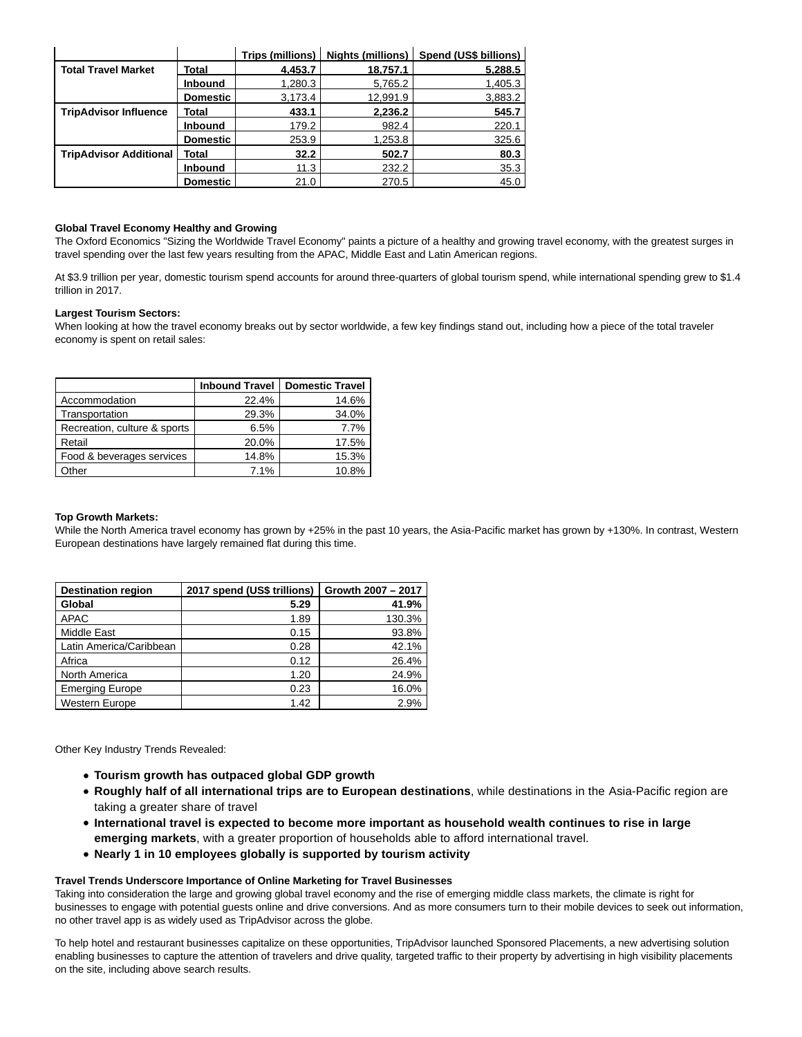| | | Trips (millions) | Nights (millions) | Spend (US$ billions) |
|---|---|---|---|---|
| **Total Travel Market** | **Total** | **4,453.7** | **18,757.1** | **5,288.5** |
| | **Inbound** | 1,280.3 | 5,765.2 | 1,405.3 |
| | **Domestic** | 3,173.4 | 12,991.9 | 3,883.2 |
| **TripAdvisor Influence** | **Total** | **433.1** | **2,236.2** | **545.7** |
| | **Inbound** | 179.2 | 982.4 | 220.1 |
| | **Domestic** | 253.9 | 1,253.8 | 325.6 |
| **TripAdvisor Additional** | **Total** | **32.2** | **502.7** | **80.3** |
| | **Inbound** | 11.3 | 232.2 | 35.3 |
| | **Domestic** | 21.0 | 270.5 | 45.0 |

**Global Travel Economy Healthy and Growing**

The Oxford Economics "Sizing the Worldwide Travel Economy" paints a picture of a healthy and growing travel economy, with the greatest surges in travel spending over the last few years resulting from the APAC, Middle East and Latin American regions.

At $3.9 trillion per year, domestic tourism spend accounts for around three-quarters of global tourism spend, while international spending grew to $1.4 trillion in 2017.

**Largest Tourism Sectors:**

When looking at how the travel economy breaks out by sector worldwide, a few key findings stand out, including how a piece of the total traveler economy is spent on retail sales:

| | Inbound Travel | Domestic Travel |
|---|---|---|
| Accommodation | 22.4% | 14.6% |
| Transportation | 29.3% | 34.0% |
| Recreation, culture & sports | 6.5% | 7.7% |
| Retail | 20.0% | 17.5% |
| Food & beverages services | 14.8% | 15.3% |
| Other | 7.1% | 10.8% |

**Top Growth Markets:**

While the North America travel economy has grown by +25% in the past 10 years, the Asia-Pacific market has grown by +130%. In contrast, Western European destinations have largely remained flat during this time.

| Destination region | 2017 spend (US$ trillions) | Growth 2007 – 2017 |
|---|---|---|
| **Global** | **5.29** | **41.9%** |
| APAC | 1.89 | 130.3% |
| Middle East | 0.15 | 93.8% |
| Latin America/Caribbean | 0.28 | 42.1% |
| Africa | 0.12 | 26.4% |
| North America | 1.20 | 24.9% |
| Emerging Europe | 0.23 | 16.0% |
| Western Europe | 1.42 | 2.9% |

Other Key Industry Trends Revealed:

- **Tourism growth has outpaced global GDP growth**
- **Roughly half of all international trips are to European destinations**, while destinations in the Asia-Pacific region are taking a greater share of travel
- **International travel is expected to become more important as household wealth continues to rise in large emerging markets**, with a greater proportion of households able to afford international travel.
- **Nearly 1 in 10 employees globally is supported by tourism activity**

**Travel Trends Underscore Importance of Online Marketing for Travel Businesses**

Taking into consideration the large and growing global travel economy and the rise of emerging middle class markets, the climate is right for businesses to engage with potential guests online and drive conversions. And as more consumers turn to their mobile devices to seek out information, no other travel app is as widely used as TripAdvisor across the globe.

To help hotel and restaurant businesses capitalize on these opportunities, TripAdvisor launched Sponsored Placements, a new advertising solution enabling businesses to capture the attention of travelers and drive quality, targeted traffic to their property by advertising in high visibility placements on the site, including above search results.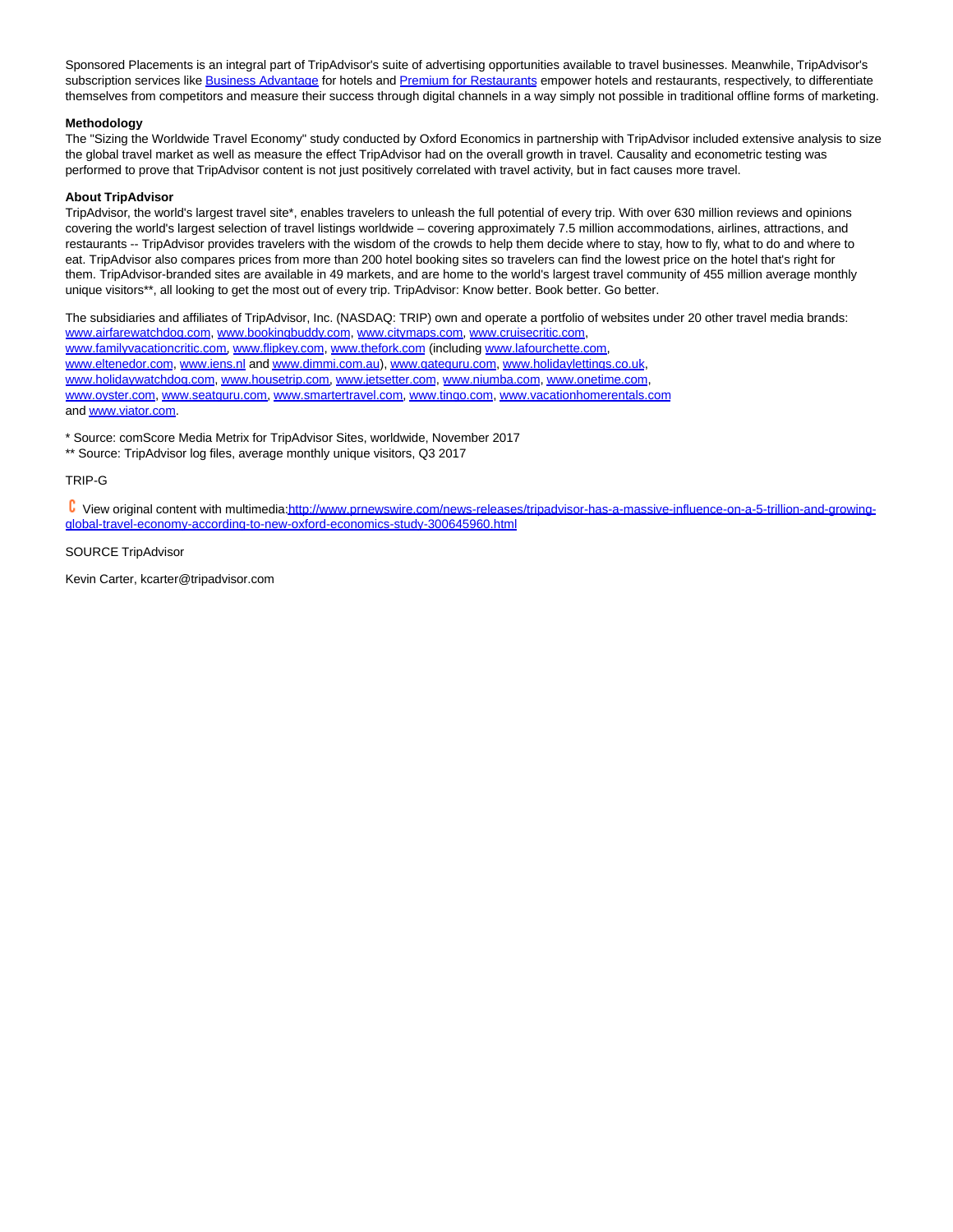Sponsored Placements is an integral part of TripAdvisor's suite of advertising opportunities available to travel businesses. Meanwhile, TripAdvisor's subscription services like Business Advantage for hotels and Premium for Restaurants empower hotels and restaurants, respectively, to differentiate themselves from competitors and measure their success through digital channels in a way simply not possible in traditional offline forms of marketing.

**Methodology**
The "Sizing the Worldwide Travel Economy" study conducted by Oxford Economics in partnership with TripAdvisor included extensive analysis to size the global travel market as well as measure the effect TripAdvisor had on the overall growth in travel. Causality and econometric testing was performed to prove that TripAdvisor content is not just positively correlated with travel activity, but in fact causes more travel.

**About TripAdvisor**
TripAdvisor, the world's largest travel site*, enables travelers to unleash the full potential of every trip. With over 630 million reviews and opinions covering the world's largest selection of travel listings worldwide – covering approximately 7.5 million accommodations, airlines, attractions, and restaurants -- TripAdvisor provides travelers with the wisdom of the crowds to help them decide where to stay, how to fly, what to do and where to eat. TripAdvisor also compares prices from more than 200 hotel booking sites so travelers can find the lowest price on the hotel that's right for them. TripAdvisor-branded sites are available in 49 markets, and are home to the world's largest travel community of 455 million average monthly unique visitors**, all looking to get the most out of every trip. TripAdvisor: Know better. Book better. Go better.

The subsidiaries and affiliates of TripAdvisor, Inc. (NASDAQ: TRIP) own and operate a portfolio of websites under 20 other travel media brands: www.airfarewatchdog.com, www.bookingbuddy.com, www.citymaps.com, www.cruisecritic.com, www.familyvacationcritic.com, www.flipkey.com, www.thefork.com (including www.lafourchette.com, www.eltenedor.com, www.iens.nl and www.dimmi.com.au), www.gateguru.com, www.holidaylettings.co.uk, www.holidaywatchdog.com, www.housetrip.com, www.jetsetter.com, www.niumba.com, www.onetime.com, www.oyster.com, www.seatguru.com, www.smartertravel.com, www.tingo.com, www.vacationhomerentals.com and www.viator.com.

* Source: comScore Media Metrix for TripAdvisor Sites, worldwide, November 2017
** Source: TripAdvisor log files, average monthly unique visitors, Q3 2017

TRIP-G

View original content with multimedia:http://www.prnewswire.com/news-releases/tripadvisor-has-a-massive-influence-on-a-5-trillion-and-growing-global-travel-economy-according-to-new-oxford-economics-study-300645960.html

SOURCE TripAdvisor

Kevin Carter, kcarter@tripadvisor.com